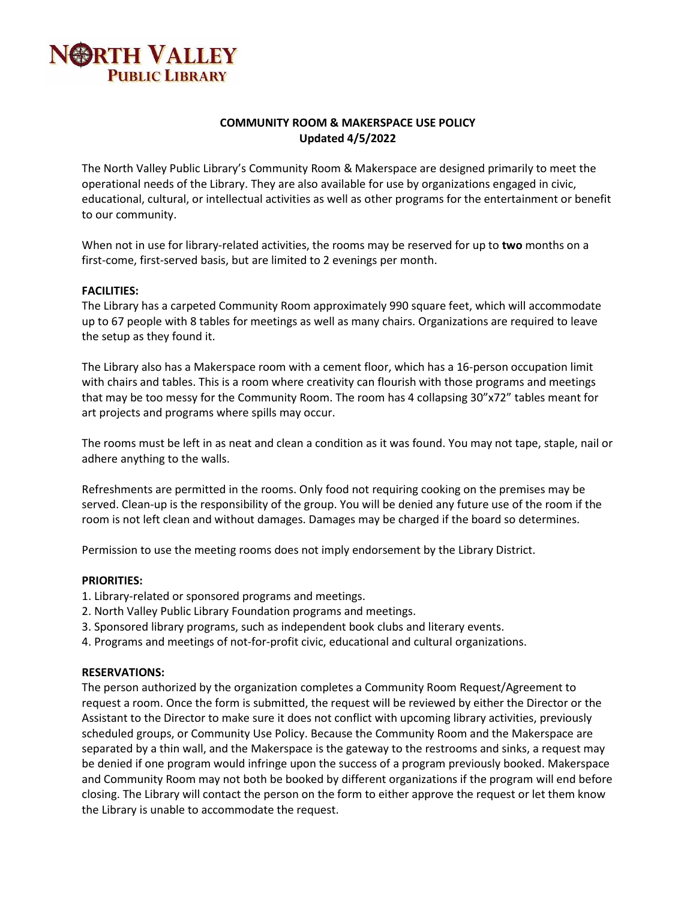NORTH VALLEY
PUBLIC LIBRARY

**COMMUNITY ROOM & MAKERSPACE USE POLICY**
**Updated 4/5/2022**

The North Valley Public Library's Community Room & Makerspace are designed primarily to meet the operational needs of the Library. They are also available for use by organizations engaged in civic, educational, cultural, or intellectual activities as well as other programs for the entertainment or benefit to our community.

When not in use for library-related activities, the rooms may be reserved for up to **two** months on a first-come, first-served basis, but are limited to 2 evenings per month.

**FACILITIES:**
The Library has a carpeted Community Room approximately 990 square feet, which will accommodate up to 67 people with 8 tables for meetings as well as many chairs. Organizations are required to leave the setup as they found it.

The Library also has a Makerspace room with a cement floor, which has a 16-person occupation limit with chairs and tables. This is a room where creativity can flourish with those programs and meetings that may be too messy for the Community Room. The room has 4 collapsing 30"x72" tables meant for art projects and programs where spills may occur.

The rooms must be left in as neat and clean a condition as it was found. You may not tape, staple, nail or adhere anything to the walls.

Refreshments are permitted in the rooms. Only food not requiring cooking on the premises may be served. Clean-up is the responsibility of the group. You will be denied any future use of the room if the room is not left clean and without damages. Damages may be charged if the board so determines.

Permission to use the meeting rooms does not imply endorsement by the Library District.

**PRIORITIES:**
1. Library-related or sponsored programs and meetings.
2. North Valley Public Library Foundation programs and meetings.
3. Sponsored library programs, such as independent book clubs and literary events.
4. Programs and meetings of not-for-profit civic, educational and cultural organizations.

**RESERVATIONS:**
The person authorized by the organization completes a Community Room Request/Agreement to request a room. Once the form is submitted, the request will be reviewed by either the Director or the Assistant to the Director to make sure it does not conflict with upcoming library activities, previously scheduled groups, or Community Use Policy. Because the Community Room and the Makerspace are separated by a thin wall, and the Makerspace is the gateway to the restrooms and sinks, a request may be denied if one program would infringe upon the success of a program previously booked. Makerspace and Community Room may not both be booked by different organizations if the program will end before closing. The Library will contact the person on the form to either approve the request or let them know the Library is unable to accommodate the request.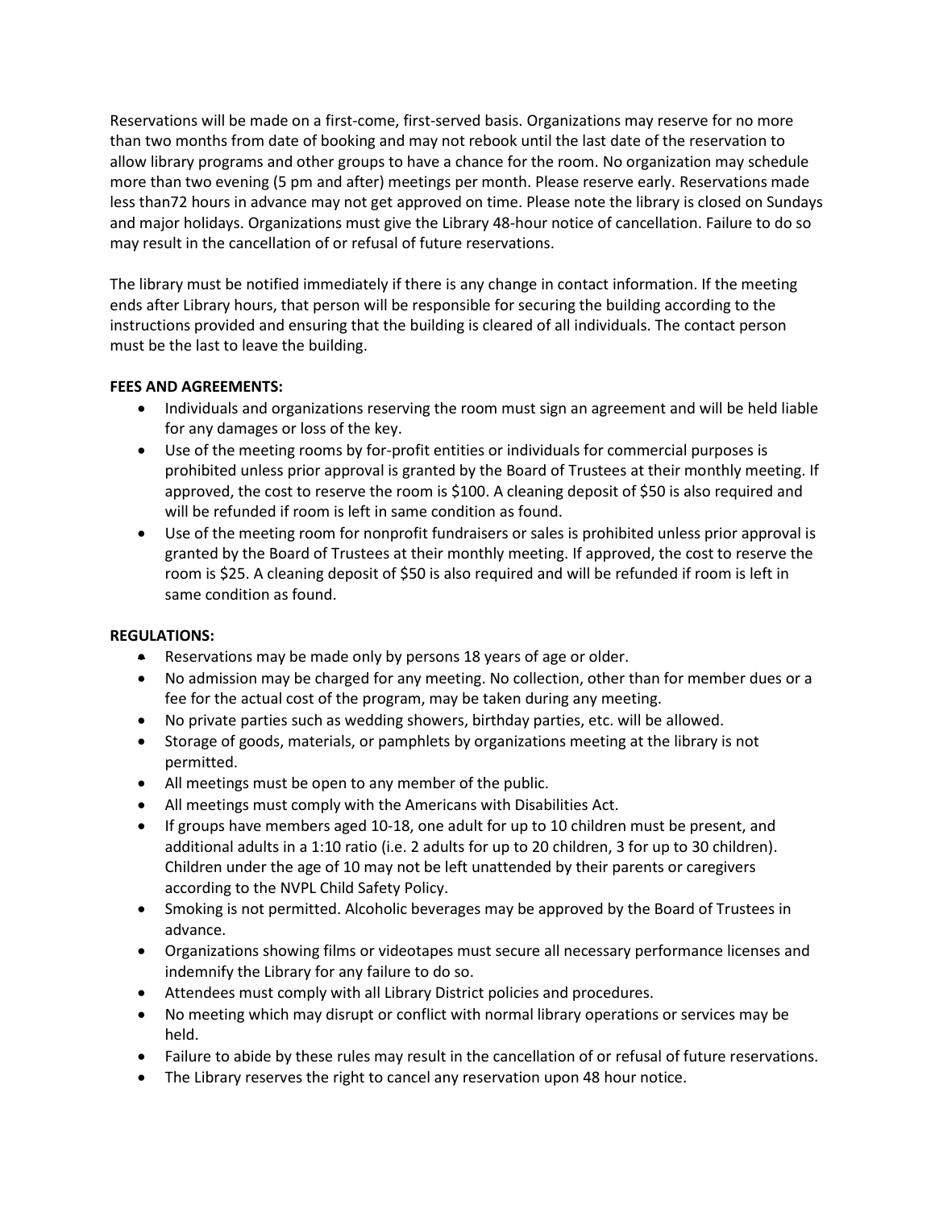Reservations will be made on a first-come, first-served basis. Organizations may reserve for no more than two months from date of booking and may not rebook until the last date of the reservation to allow library programs and other groups to have a chance for the room. No organization may schedule more than two evening (5 pm and after) meetings per month. Please reserve early. Reservations made less than72 hours in advance may not get approved on time. Please note the library is closed on Sundays and major holidays. Organizations must give the Library 48-hour notice of cancellation. Failure to do so may result in the cancellation of or refusal of future reservations.

The library must be notified immediately if there is any change in contact information. If the meeting ends after Library hours, that person will be responsible for securing the building according to the instructions provided and ensuring that the building is cleared of all individuals. The contact person must be the last to leave the building.

**FEES AND AGREEMENTS:**

- Individuals and organizations reserving the room must sign an agreement and will be held liable for any damages or loss of the key.
- Use of the meeting rooms by for-profit entities or individuals for commercial purposes is prohibited unless prior approval is granted by the Board of Trustees at their monthly meeting. If approved, the cost to reserve the room is $100. A cleaning deposit of $50 is also required and will be refunded if room is left in same condition as found.
- Use of the meeting room for nonprofit fundraisers or sales is prohibited unless prior approval is granted by the Board of Trustees at their monthly meeting. If approved, the cost to reserve the room is $25. A cleaning deposit of $50 is also required and will be refunded if room is left in same condition as found.

**REGULATIONS:**

- Reservations may be made only by persons 18 years of age or older.
- No admission may be charged for any meeting. No collection, other than for member dues or a fee for the actual cost of the program, may be taken during any meeting.
- No private parties such as wedding showers, birthday parties, etc. will be allowed.
- Storage of goods, materials, or pamphlets by organizations meeting at the library is not permitted.
- All meetings must be open to any member of the public.
- All meetings must comply with the Americans with Disabilities Act.
- If groups have members aged 10-18, one adult for up to 10 children must be present, and additional adults in a 1:10 ratio (i.e. 2 adults for up to 20 children, 3 for up to 30 children). Children under the age of 10 may not be left unattended by their parents or caregivers according to the NVPL Child Safety Policy.
- Smoking is not permitted. Alcoholic beverages may be approved by the Board of Trustees in advance.
- Organizations showing films or videotapes must secure all necessary performance licenses and indemnify the Library for any failure to do so.
- Attendees must comply with all Library District policies and procedures.
- No meeting which may disrupt or conflict with normal library operations or services may be held.
- Failure to abide by these rules may result in the cancellation of or refusal of future reservations.
- The Library reserves the right to cancel any reservation upon 48 hour notice.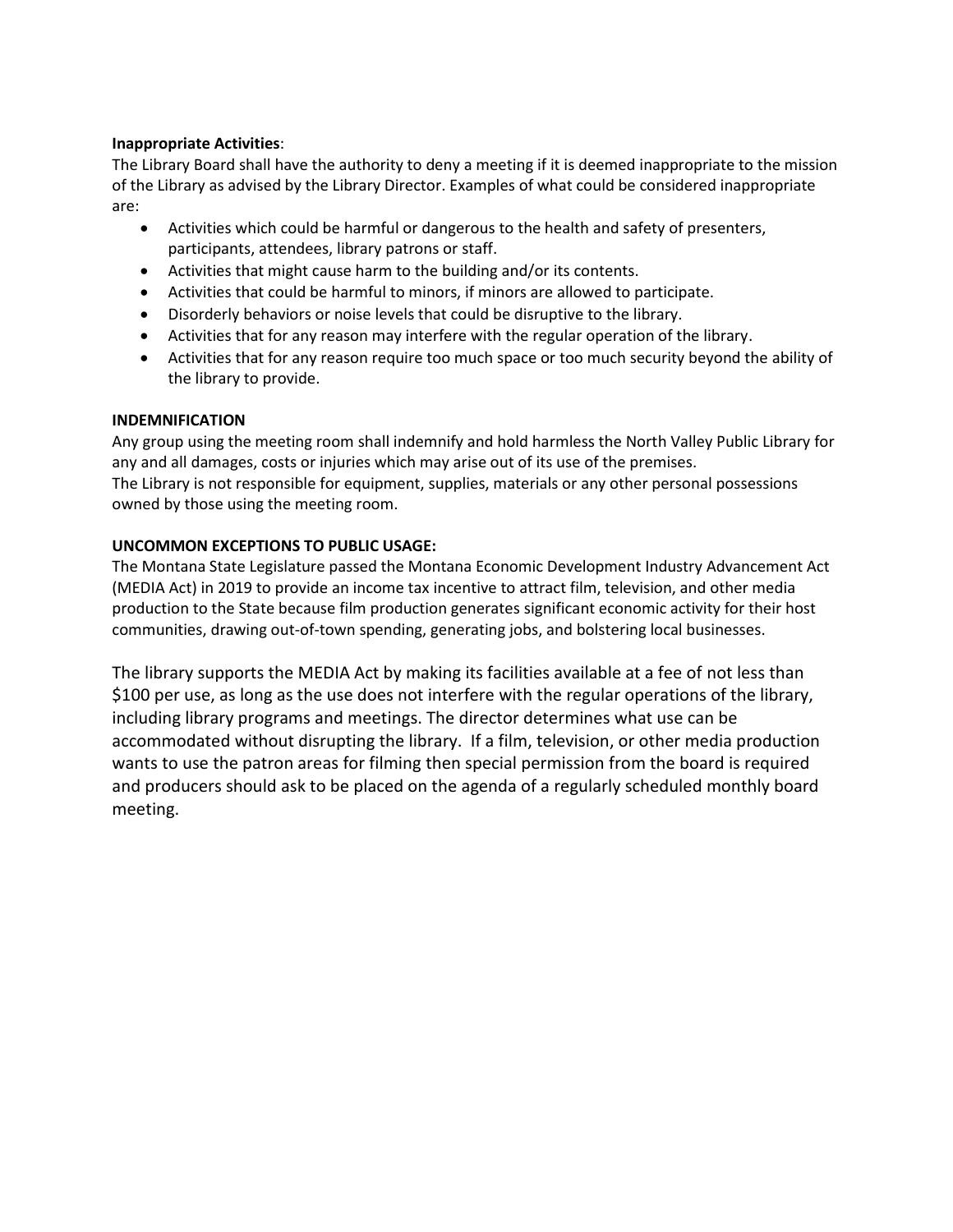**Inappropriate Activities**:

The Library Board shall have the authority to deny a meeting if it is deemed inappropriate to the mission of the Library as advised by the Library Director. Examples of what could be considered inappropriate are:

- Activities which could be harmful or dangerous to the health and safety of presenters, participants, attendees, library patrons or staff.
- Activities that might cause harm to the building and/or its contents.
- Activities that could be harmful to minors, if minors are allowed to participate.
- Disorderly behaviors or noise levels that could be disruptive to the library.
- Activities that for any reason may interfere with the regular operation of the library.
- Activities that for any reason require too much space or too much security beyond the ability of the library to provide.

**INDEMNIFICATION**

Any group using the meeting room shall indemnify and hold harmless the North Valley Public Library for any and all damages, costs or injuries which may arise out of its use of the premises.
The Library is not responsible for equipment, supplies, materials or any other personal possessions owned by those using the meeting room.

**UNCOMMON EXCEPTIONS TO PUBLIC USAGE:**

The Montana State Legislature passed the Montana Economic Development Industry Advancement Act (MEDIA Act) in 2019 to provide an income tax incentive to attract film, television, and other media production to the State because film production generates significant economic activity for their host communities, drawing out-of-town spending, generating jobs, and bolstering local businesses.

The library supports the MEDIA Act by making its facilities available at a fee of not less than $100 per use, as long as the use does not interfere with the regular operations of the library, including library programs and meetings. The director determines what use can be accommodated without disrupting the library. If a film, television, or other media production wants to use the patron areas for filming then special permission from the board is required and producers should ask to be placed on the agenda of a regularly scheduled monthly board meeting.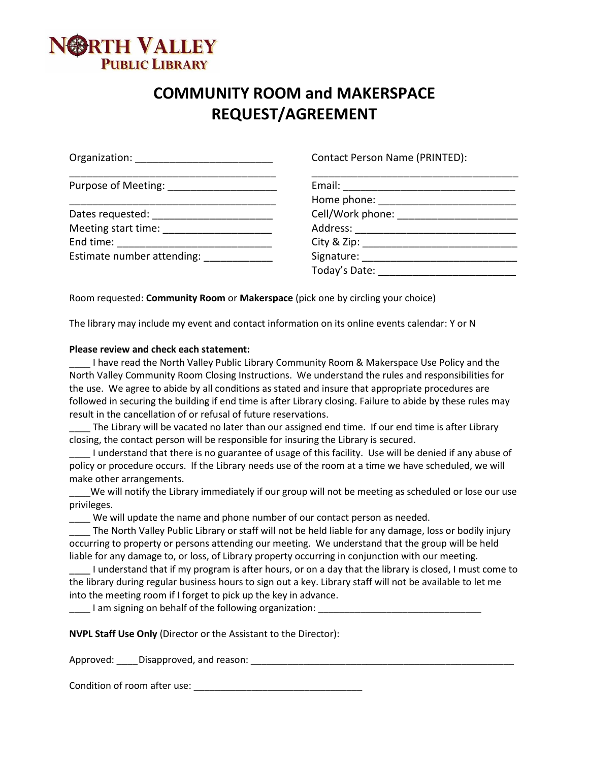**NORTH VALLEY PUBLIC LIBRARY**

# COMMUNITY ROOM and MAKERSPACE REQUEST/AGREEMENT

Organization: ________________________
_____________________________________
Purpose of Meeting: __________________
_____________________________________
Dates requested: _____________________
Meeting start time: ___________________
End time: ___________________________
Estimate number attending: ___________

Contact Person Name (PRINTED):
_____________________________________
Email: _____________________________
Home phone: ________________________
Cell/Work phone: _____________________
Address: ___________________________
City & Zip: __________________________
Signature: __________________________
Today's Date: _______________________

Room requested: **Community Room** or **Makerspace** (pick one by circling your choice)

The library may include my event and contact information on its online events calendar: Y or N

**Please review and check each statement:**

____ I have read the North Valley Public Library Community Room & Makerspace Use Policy and the North Valley Community Room Closing Instructions. We understand the rules and responsibilities for the use. We agree to abide by all conditions as stated and insure that appropriate procedures are followed in securing the building if end time is after Library closing. Failure to abide by these rules may result in the cancellation of or refusal of future reservations.

____ The Library will be vacated no later than our assigned end time. If our end time is after Library closing, the contact person will be responsible for insuring the Library is secured.

____ I understand that there is no guarantee of usage of this facility. Use will be denied if any abuse of policy or procedure occurs. If the Library needs use of the room at a time we have scheduled, we will make other arrangements.

____We will notify the Library immediately if our group will not be meeting as scheduled or lose our use privileges.

____ We will update the name and phone number of our contact person as needed.

____ The North Valley Public Library or staff will not be held liable for any damage, loss or bodily injury occurring to property or persons attending our meeting. We understand that the group will be held liable for any damage to, or loss, of Library property occurring in conjunction with our meeting.

____ I understand that if my program is after hours, or on a day that the library is closed, I must come to the library during regular business hours to sign out a key. Library staff will not be available to let me into the meeting room if I forget to pick up the key in advance.

____ I am signing on behalf of the following organization: ______________________________

**NVPL Staff Use Only** (Director or the Assistant to the Director):

Approved: ____Disapproved, and reason: __________________________________________________

Condition of room after use: _______________________________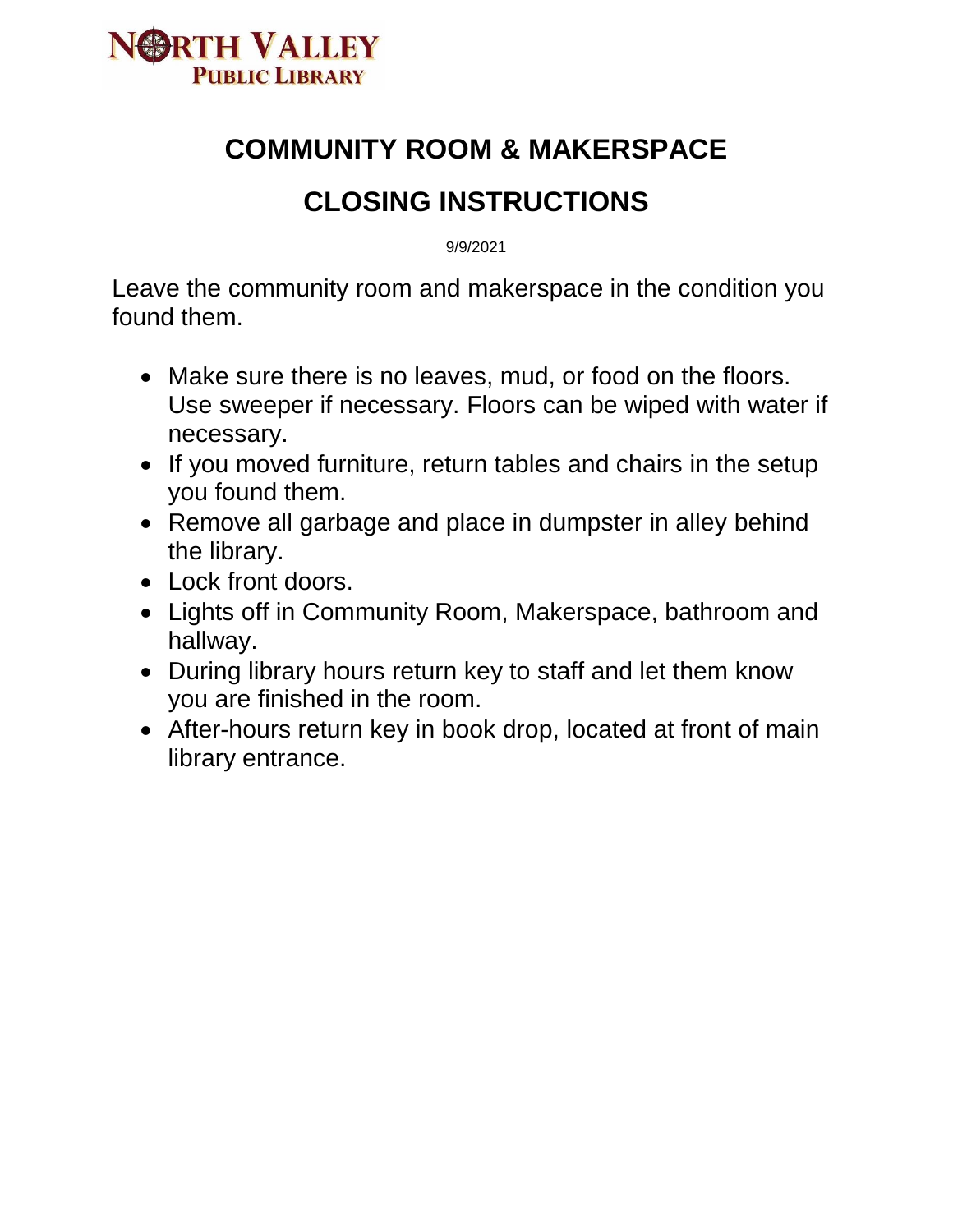NORTH VALLEY
PUBLIC LIBRARY

# COMMUNITY ROOM & MAKERSPACE

# CLOSING INSTRUCTIONS

9/9/2021

Leave the community room and makerspace in the condition you found them.

- Make sure there is no leaves, mud, or food on the floors. Use sweeper if necessary. Floors can be wiped with water if necessary.
- If you moved furniture, return tables and chairs in the setup you found them.
- Remove all garbage and place in dumpster in alley behind the library.
- Lock front doors.
- Lights off in Community Room, Makerspace, bathroom and hallway.
- During library hours return key to staff and let them know you are finished in the room.
- After-hours return key in book drop, located at front of main library entrance.